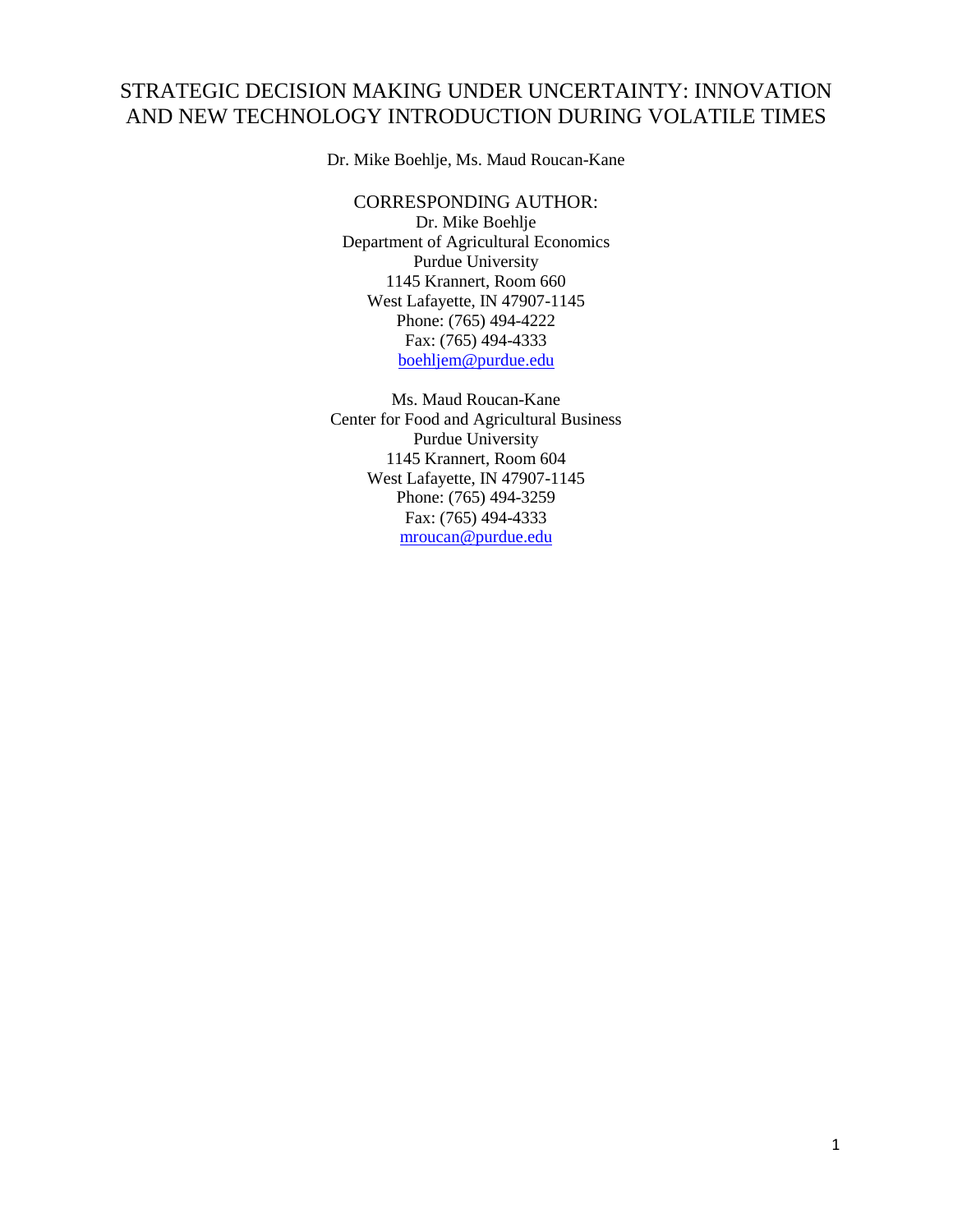# STRATEGIC DECISION MAKING UNDER UNCERTAINTY: INNOVATION AND NEW TECHNOLOGY INTRODUCTION DURING VOLATILE TIMES

Dr. Mike Boehlje, Ms. Maud Roucan-Kane

CORRESPONDING AUTHOR:
Dr. Mike Boehlje
Department of Agricultural Economics
Purdue University
1145 Krannert, Room 660
West Lafayette, IN 47907-1145
Phone: (765) 494-4222
Fax: (765) 494-4333
boehljem@purdue.edu

Ms. Maud Roucan-Kane
Center for Food and Agricultural Business
Purdue University
1145 Krannert, Room 604
West Lafayette, IN 47907-1145
Phone: (765) 494-3259
Fax: (765) 494-4333
mroucan@purdue.edu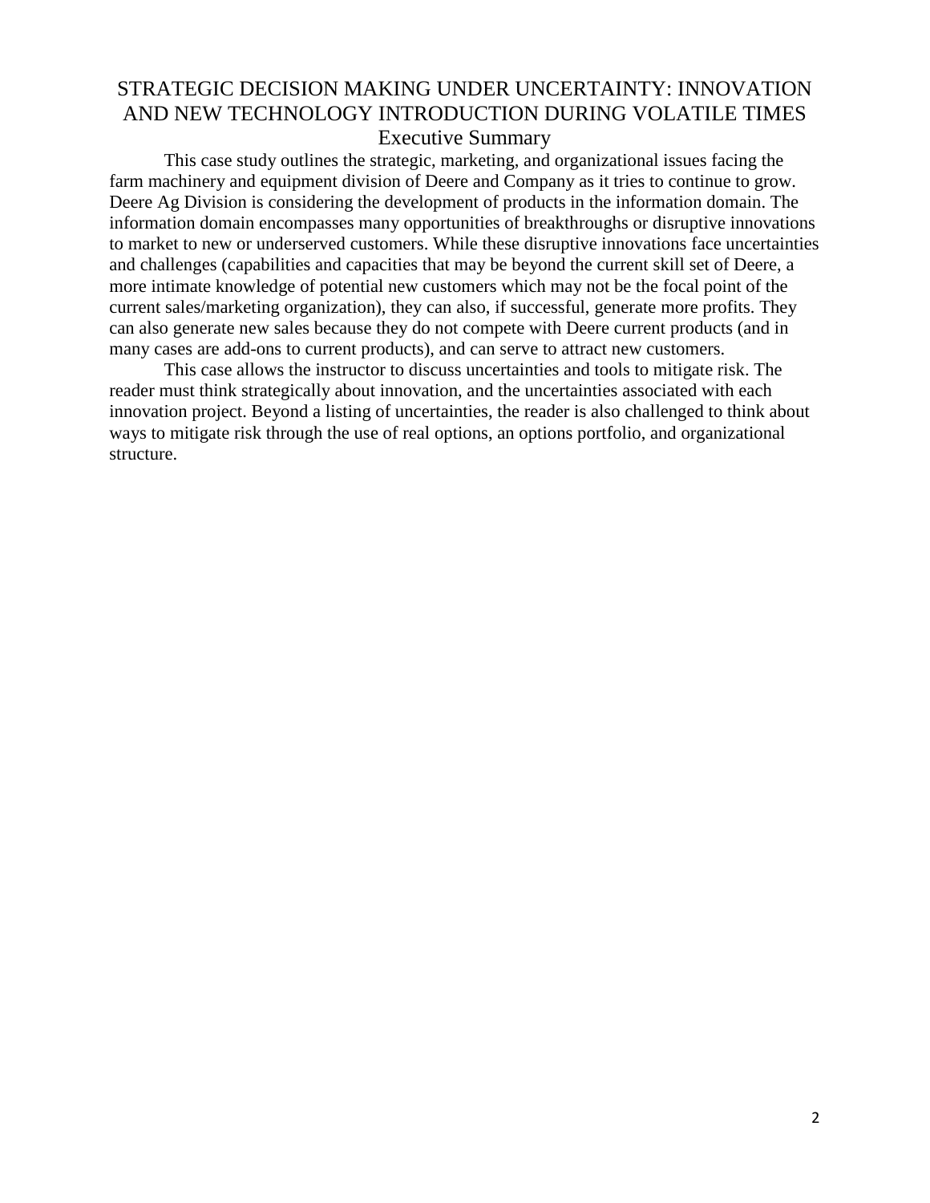# STRATEGIC DECISION MAKING UNDER UNCERTAINTY: INNOVATION AND NEW TECHNOLOGY INTRODUCTION DURING VOLATILE TIMES

## Executive Summary

This case study outlines the strategic, marketing, and organizational issues facing the farm machinery and equipment division of Deere and Company as it tries to continue to grow. Deere Ag Division is considering the development of products in the information domain. The information domain encompasses many opportunities of breakthroughs or disruptive innovations to market to new or underserved customers. While these disruptive innovations face uncertainties and challenges (capabilities and capacities that may be beyond the current skill set of Deere, a more intimate knowledge of potential new customers which may not be the focal point of the current sales/marketing organization), they can also, if successful, generate more profits. They can also generate new sales because they do not compete with Deere current products (and in many cases are add-ons to current products), and can serve to attract new customers.

This case allows the instructor to discuss uncertainties and tools to mitigate risk. The reader must think strategically about innovation, and the uncertainties associated with each innovation project. Beyond a listing of uncertainties, the reader is also challenged to think about ways to mitigate risk through the use of real options, an options portfolio, and organizational structure.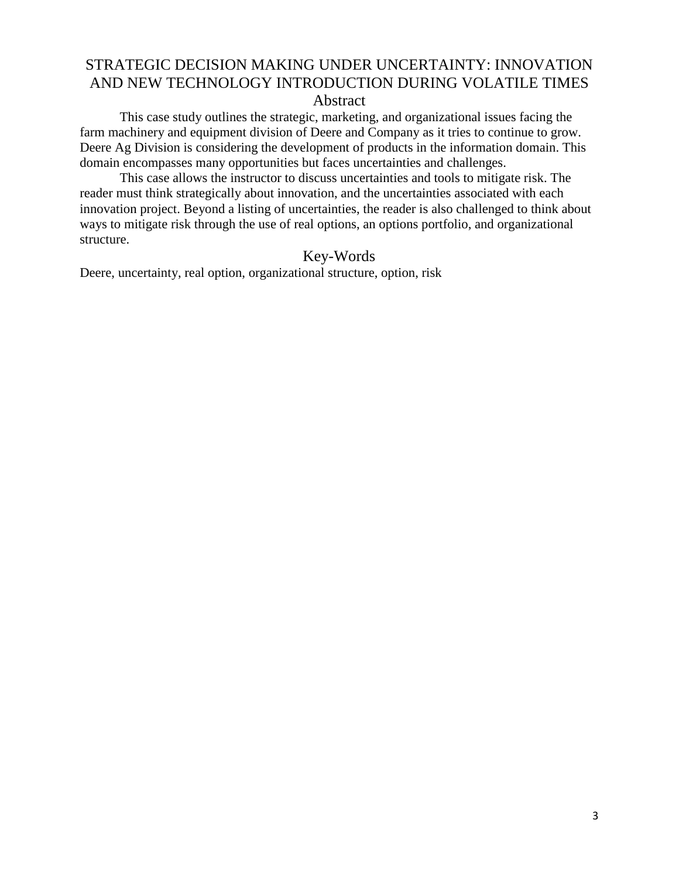# STRATEGIC DECISION MAKING UNDER UNCERTAINTY: INNOVATION AND NEW TECHNOLOGY INTRODUCTION DURING VOLATILE TIMES

## Abstract

This case study outlines the strategic, marketing, and organizational issues facing the farm machinery and equipment division of Deere and Company as it tries to continue to grow. Deere Ag Division is considering the development of products in the information domain. This domain encompasses many opportunities but faces uncertainties and challenges.

This case allows the instructor to discuss uncertainties and tools to mitigate risk. The reader must think strategically about innovation, and the uncertainties associated with each innovation project. Beyond a listing of uncertainties, the reader is also challenged to think about ways to mitigate risk through the use of real options, an options portfolio, and organizational structure.

## Key-Words

Deere, uncertainty, real option, organizational structure, option, risk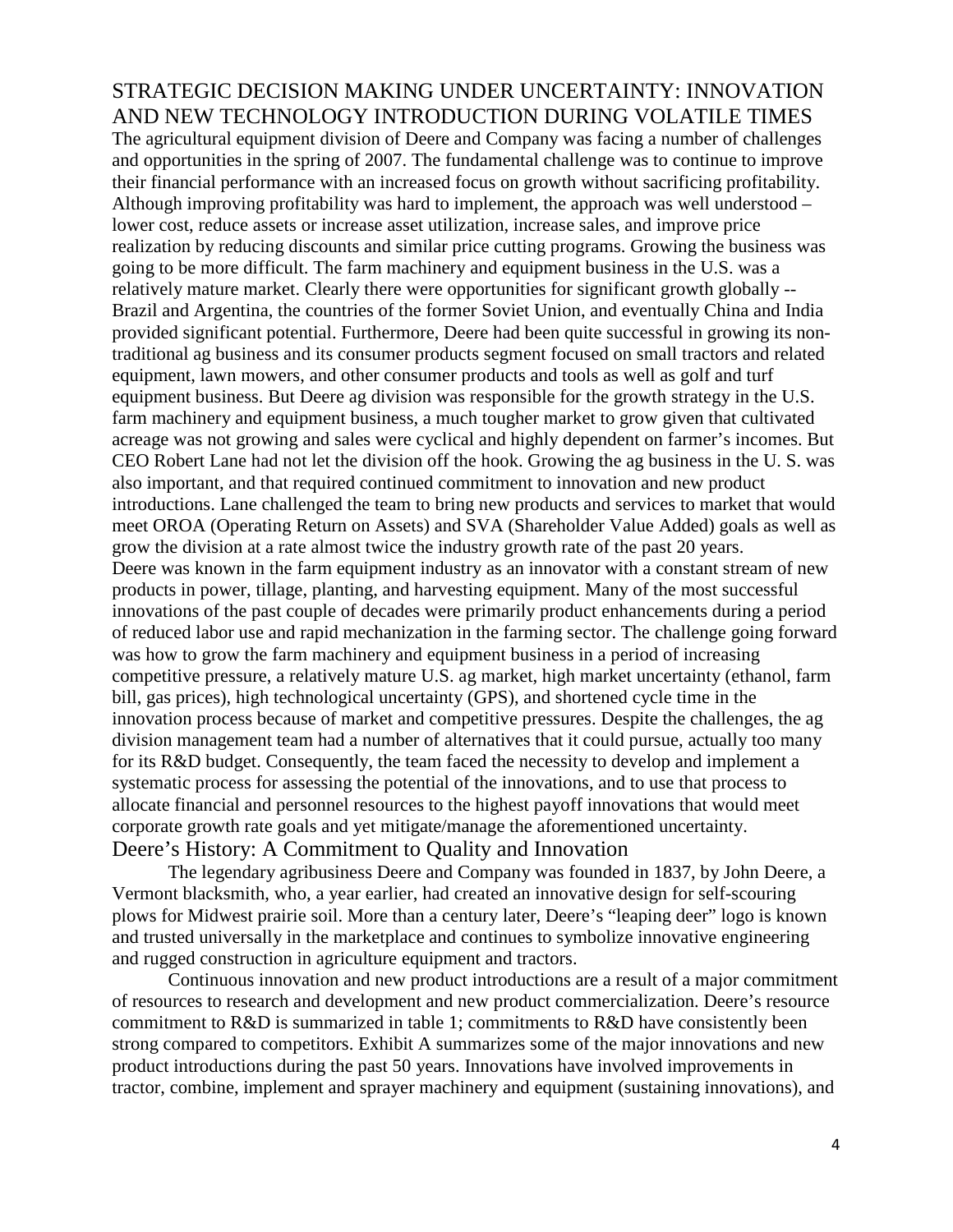## STRATEGIC DECISION MAKING UNDER UNCERTAINTY: INNOVATION AND NEW TECHNOLOGY INTRODUCTION DURING VOLATILE TIMES

The agricultural equipment division of Deere and Company was facing a number of challenges and opportunities in the spring of 2007. The fundamental challenge was to continue to improve their financial performance with an increased focus on growth without sacrificing profitability. Although improving profitability was hard to implement, the approach was well understood – lower cost, reduce assets or increase asset utilization, increase sales, and improve price realization by reducing discounts and similar price cutting programs. Growing the business was going to be more difficult. The farm machinery and equipment business in the U.S. was a relatively mature market. Clearly there were opportunities for significant growth globally -- Brazil and Argentina, the countries of the former Soviet Union, and eventually China and India provided significant potential. Furthermore, Deere had been quite successful in growing its non-traditional ag business and its consumer products segment focused on small tractors and related equipment, lawn mowers, and other consumer products and tools as well as golf and turf equipment business. But Deere ag division was responsible for the growth strategy in the U.S. farm machinery and equipment business, a much tougher market to grow given that cultivated acreage was not growing and sales were cyclical and highly dependent on farmer's incomes. But CEO Robert Lane had not let the division off the hook. Growing the ag business in the U. S. was also important, and that required continued commitment to innovation and new product introductions. Lane challenged the team to bring new products and services to market that would meet OROA (Operating Return on Assets) and SVA (Shareholder Value Added) goals as well as grow the division at a rate almost twice the industry growth rate of the past 20 years.

Deere was known in the farm equipment industry as an innovator with a constant stream of new products in power, tillage, planting, and harvesting equipment. Many of the most successful innovations of the past couple of decades were primarily product enhancements during a period of reduced labor use and rapid mechanization in the farming sector. The challenge going forward was how to grow the farm machinery and equipment business in a period of increasing competitive pressure, a relatively mature U.S. ag market, high market uncertainty (ethanol, farm bill, gas prices), high technological uncertainty (GPS), and shortened cycle time in the innovation process because of market and competitive pressures. Despite the challenges, the ag division management team had a number of alternatives that it could pursue, actually too many for its R&D budget. Consequently, the team faced the necessity to develop and implement a systematic process for assessing the potential of the innovations, and to use that process to allocate financial and personnel resources to the highest payoff innovations that would meet corporate growth rate goals and yet mitigate/manage the aforementioned uncertainty.

## Deere's History: A Commitment to Quality and Innovation

The legendary agribusiness Deere and Company was founded in 1837, by John Deere, a Vermont blacksmith, who, a year earlier, had created an innovative design for self-scouring plows for Midwest prairie soil. More than a century later, Deere's "leaping deer" logo is known and trusted universally in the marketplace and continues to symbolize innovative engineering and rugged construction in agriculture equipment and tractors.

Continuous innovation and new product introductions are a result of a major commitment of resources to research and development and new product commercialization. Deere's resource commitment to R&D is summarized in table 1; commitments to R&D have consistently been strong compared to competitors. Exhibit A summarizes some of the major innovations and new product introductions during the past 50 years. Innovations have involved improvements in tractor, combine, implement and sprayer machinery and equipment (sustaining innovations), and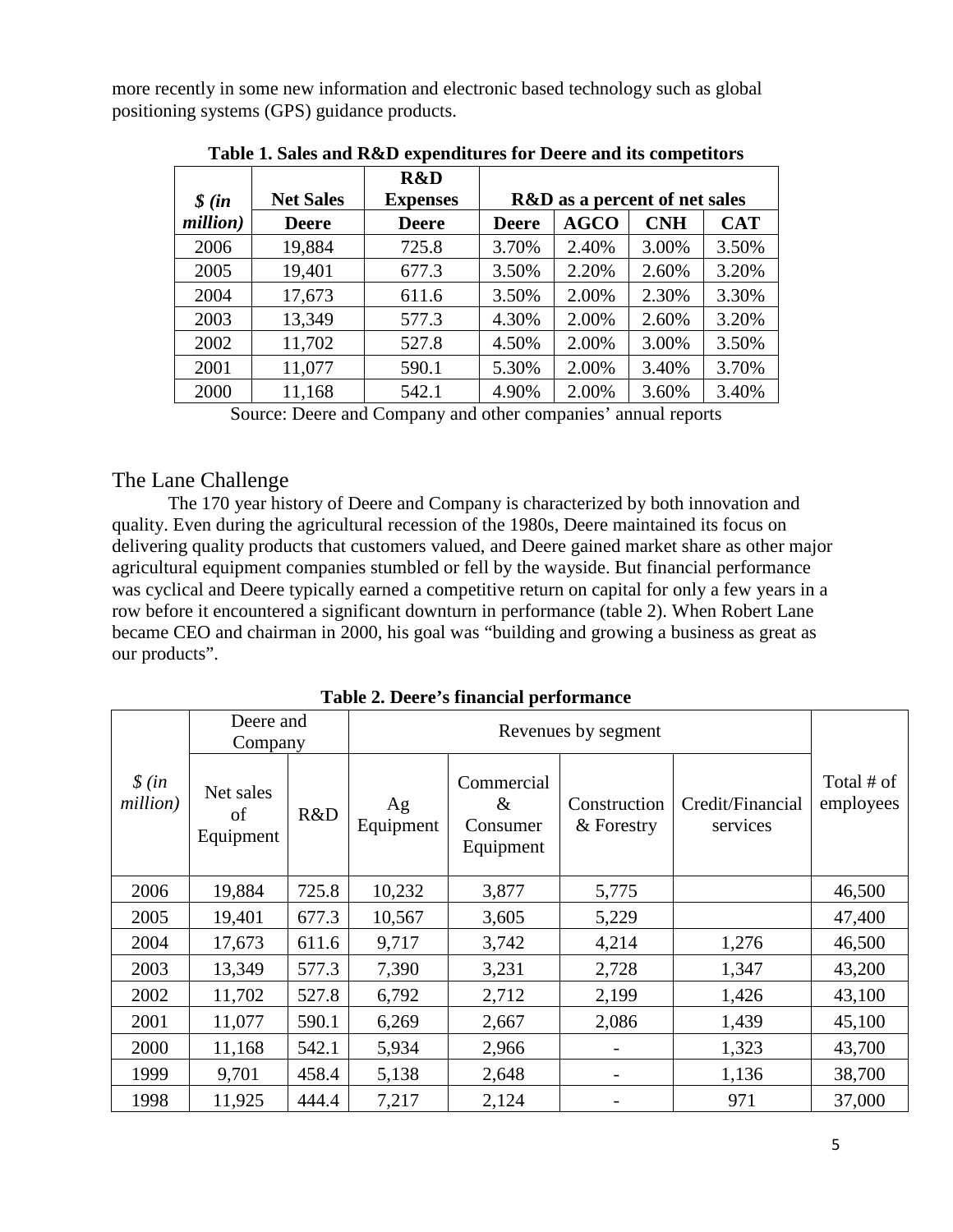more recently in some new information and electronic based technology such as global positioning systems (GPS) guidance products.

**Table 1. Sales and R&D expenditures for Deere and its competitors**

| *$ (in million)* | **Net Sales** | **R&D Expenses** | **R&D as a percent of net sales** | | | |
|---|---|---|---|---|---|---|
| | **Deere** | **Deere** | **Deere** | **AGCO** | **CNH** | **CAT** |
| 2006 | 19,884 | 725.8 | 3.70% | 2.40% | 3.00% | 3.50% |
| 2005 | 19,401 | 677.3 | 3.50% | 2.20% | 2.60% | 3.20% |
| 2004 | 17,673 | 611.6 | 3.50% | 2.00% | 2.30% | 3.30% |
| 2003 | 13,349 | 577.3 | 4.30% | 2.00% | 2.60% | 3.20% |
| 2002 | 11,702 | 527.8 | 4.50% | 2.00% | 3.00% | 3.50% |
| 2001 | 11,077 | 590.1 | 5.30% | 2.00% | 3.40% | 3.70% |
| 2000 | 11,168 | 542.1 | 4.90% | 2.00% | 3.60% | 3.40% |

Source: Deere and Company and other companies' annual reports

## The Lane Challenge

The 170 year history of Deere and Company is characterized by both innovation and quality. Even during the agricultural recession of the 1980s, Deere maintained its focus on delivering quality products that customers valued, and Deere gained market share as other major agricultural equipment companies stumbled or fell by the wayside. But financial performance was cyclical and Deere typically earned a competitive return on capital for only a few years in a row before it encountered a significant downturn in performance (table 2). When Robert Lane became CEO and chairman in 2000, his goal was "building and growing a business as great as our products".

**Table 2. Deere's financial performance**

| *$ (in million)* | Deere and Company | | Revenues by segment | | | | Total # of employees |
|---|---|---|---|---|---|---|---|
| | Net sales of Equipment | R&D | Ag Equipment | Commercial & Consumer Equipment | Construction & Forestry | Credit/Financial services | |
| 2006 | 19,884 | 725.8 | 10,232 | 3,877 | 5,775 | | 46,500 |
| 2005 | 19,401 | 677.3 | 10,567 | 3,605 | 5,229 | | 47,400 |
| 2004 | 17,673 | 611.6 | 9,717 | 3,742 | 4,214 | 1,276 | 46,500 |
| 2003 | 13,349 | 577.3 | 7,390 | 3,231 | 2,728 | 1,347 | 43,200 |
| 2002 | 11,702 | 527.8 | 6,792 | 2,712 | 2,199 | 1,426 | 43,100 |
| 2001 | 11,077 | 590.1 | 6,269 | 2,667 | 2,086 | 1,439 | 45,100 |
| 2000 | 11,168 | 542.1 | 5,934 | 2,966 | - | 1,323 | 43,700 |
| 1999 | 9,701 | 458.4 | 5,138 | 2,648 | - | 1,136 | 38,700 |
| 1998 | 11,925 | 444.4 | 7,217 | 2,124 | - | 971 | 37,000 |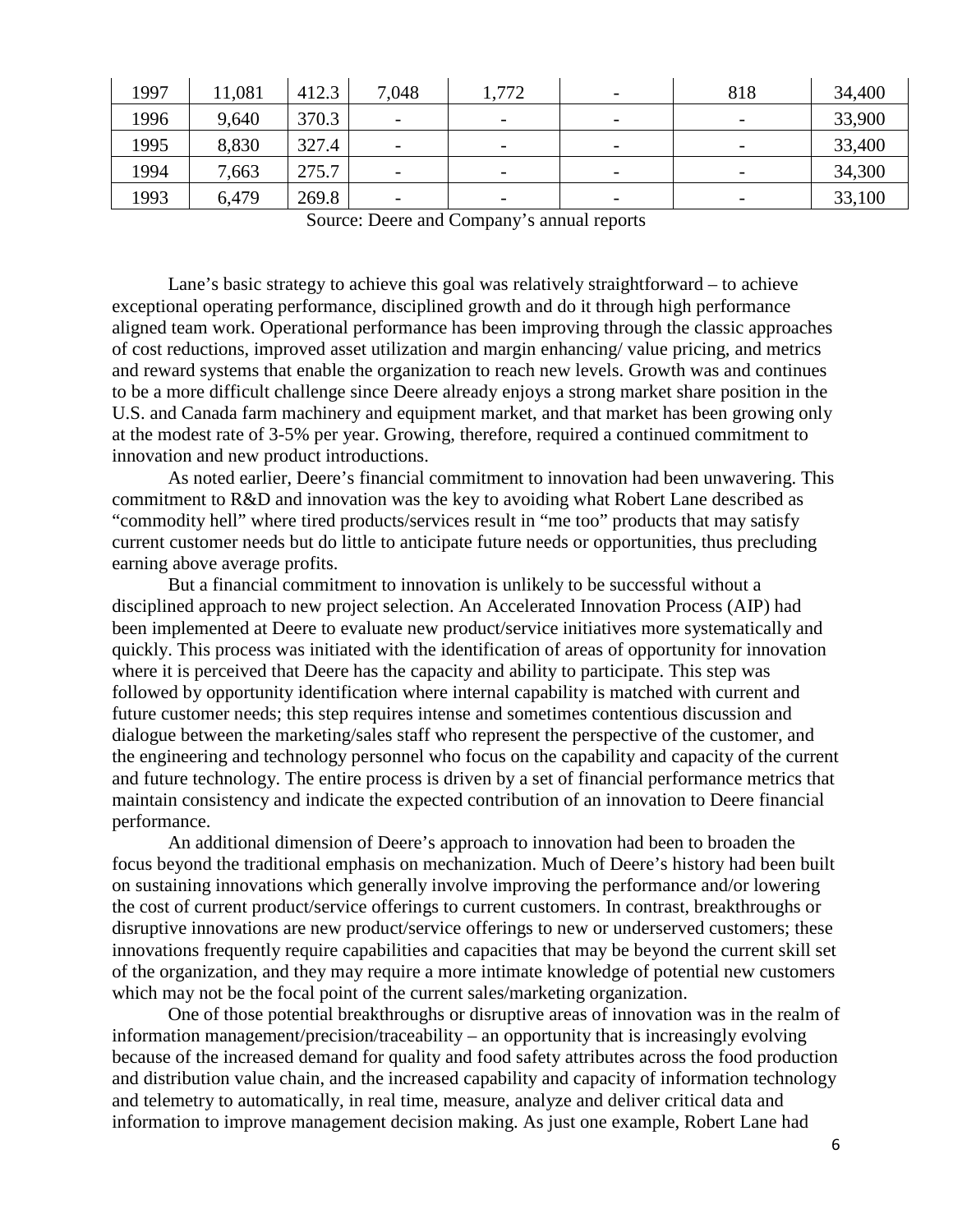| | | | | | | | |
|---|---|---|---|---|---|---|---|
| 1997 | 11,081 | 412.3 | 7,048 | 1,772 | - | 818 | 34,400 |
| 1996 | 9,640 | 370.3 | - | - | - | - | 33,900 |
| 1995 | 8,830 | 327.4 | - | - | - | - | 33,400 |
| 1994 | 7,663 | 275.7 | - | - | - | - | 34,300 |
| 1993 | 6,479 | 269.8 | - | - | - | - | 33,100 |

Source: Deere and Company's annual reports

Lane's basic strategy to achieve this goal was relatively straightforward – to achieve exceptional operating performance, disciplined growth and do it through high performance aligned team work. Operational performance has been improving through the classic approaches of cost reductions, improved asset utilization and margin enhancing/ value pricing, and metrics and reward systems that enable the organization to reach new levels. Growth was and continues to be a more difficult challenge since Deere already enjoys a strong market share position in the U.S. and Canada farm machinery and equipment market, and that market has been growing only at the modest rate of 3-5% per year. Growing, therefore, required a continued commitment to innovation and new product introductions.

As noted earlier, Deere's financial commitment to innovation had been unwavering. This commitment to R&D and innovation was the key to avoiding what Robert Lane described as "commodity hell" where tired products/services result in "me too" products that may satisfy current customer needs but do little to anticipate future needs or opportunities, thus precluding earning above average profits.

But a financial commitment to innovation is unlikely to be successful without a disciplined approach to new project selection. An Accelerated Innovation Process (AIP) had been implemented at Deere to evaluate new product/service initiatives more systematically and quickly. This process was initiated with the identification of areas of opportunity for innovation where it is perceived that Deere has the capacity and ability to participate. This step was followed by opportunity identification where internal capability is matched with current and future customer needs; this step requires intense and sometimes contentious discussion and dialogue between the marketing/sales staff who represent the perspective of the customer, and the engineering and technology personnel who focus on the capability and capacity of the current and future technology. The entire process is driven by a set of financial performance metrics that maintain consistency and indicate the expected contribution of an innovation to Deere financial performance.

An additional dimension of Deere's approach to innovation had been to broaden the focus beyond the traditional emphasis on mechanization. Much of Deere's history had been built on sustaining innovations which generally involve improving the performance and/or lowering the cost of current product/service offerings to current customers. In contrast, breakthroughs or disruptive innovations are new product/service offerings to new or underserved customers; these innovations frequently require capabilities and capacities that may be beyond the current skill set of the organization, and they may require a more intimate knowledge of potential new customers which may not be the focal point of the current sales/marketing organization.

One of those potential breakthroughs or disruptive areas of innovation was in the realm of information management/precision/traceability – an opportunity that is increasingly evolving because of the increased demand for quality and food safety attributes across the food production and distribution value chain, and the increased capability and capacity of information technology and telemetry to automatically, in real time, measure, analyze and deliver critical data and information to improve management decision making. As just one example, Robert Lane had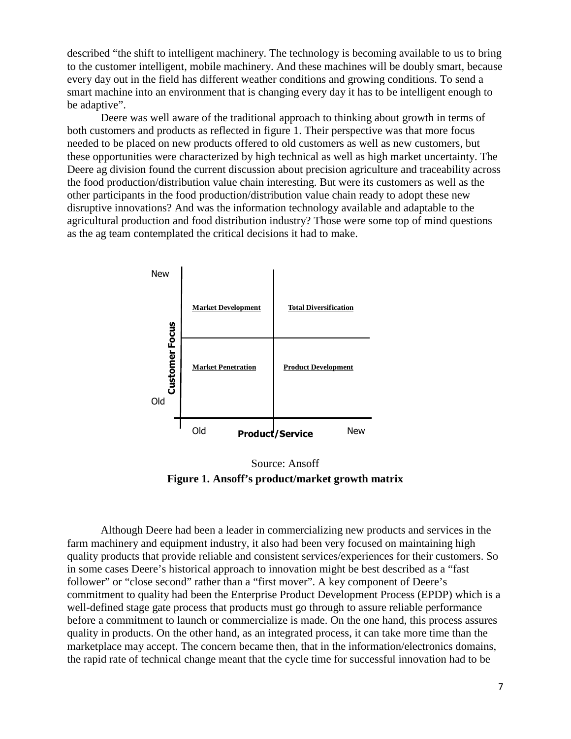described "the shift to intelligent machinery. The technology is becoming available to us to bring to the customer intelligent, mobile machinery. And these machines will be doubly smart, because every day out in the field has different weather conditions and growing conditions. To send a smart machine into an environment that is changing every day it has to be intelligent enough to be adaptive".

Deere was well aware of the traditional approach to thinking about growth in terms of both customers and products as reflected in figure 1. Their perspective was that more focus needed to be placed on new products offered to old customers as well as new customers, but these opportunities were characterized by high technical as well as high market uncertainty. The Deere ag division found the current discussion about precision agriculture and traceability across the food production/distribution value chain interesting. But were its customers as well as the other participants in the food production/distribution value chain ready to adopt these new disruptive innovations? And was the information technology available and adaptable to the agricultural production and food distribution industry? Those were some top of mind questions as the ag team contemplated the critical decisions it had to make.

Customer Focus

New

Old

Market Development

Total Diversification

Market Penetration

Product Development

Product/Service

Old

New

Source: Ansoff

**Figure 1. Ansoff's product/market growth matrix**

Although Deere had been a leader in commercializing new products and services in the farm machinery and equipment industry, it also had been very focused on maintaining high quality products that provide reliable and consistent services/experiences for their customers. So in some cases Deere's historical approach to innovation might be best described as a "fast follower" or "close second" rather than a "first mover". A key component of Deere's commitment to quality had been the Enterprise Product Development Process (EPDP) which is a well-defined stage gate process that products must go through to assure reliable performance before a commitment to launch or commercialize is made. On the one hand, this process assures quality in products. On the other hand, as an integrated process, it can take more time than the marketplace may accept. The concern became then, that in the information/electronics domains, the rapid rate of technical change meant that the cycle time for successful innovation had to be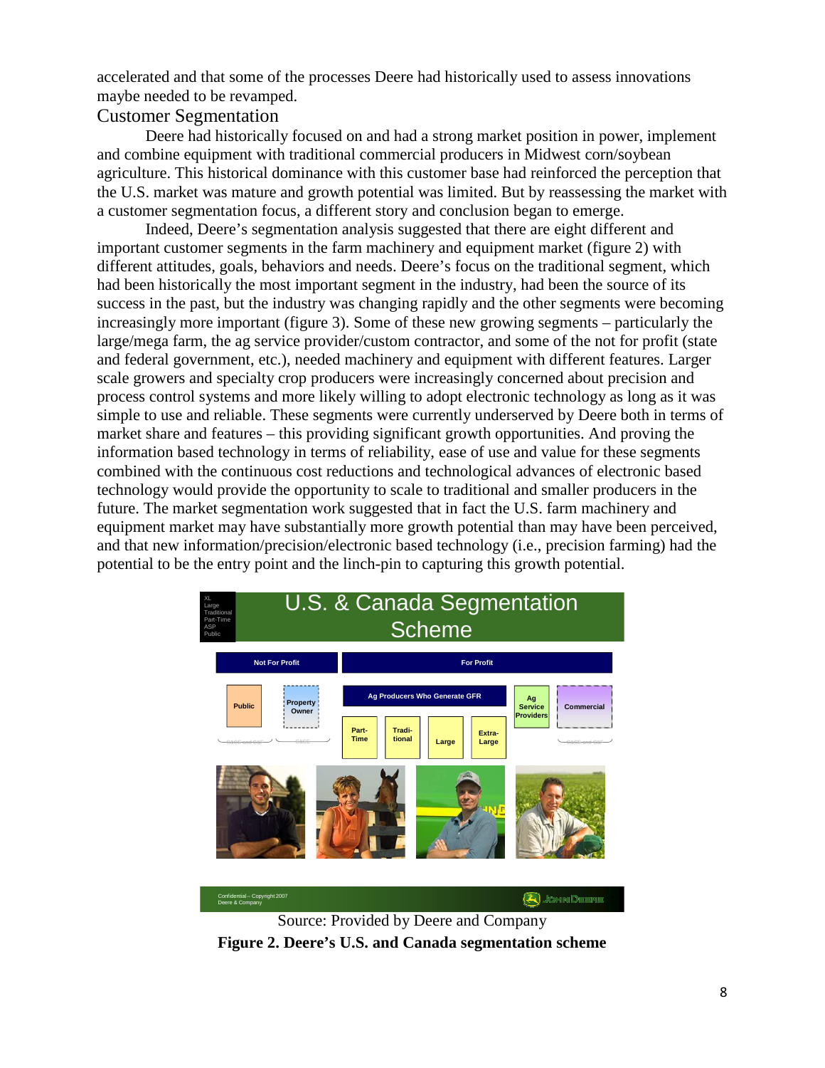accelerated and that some of the processes Deere had historically used to assess innovations maybe needed to be revamped.

## Customer Segmentation

Deere had historically focused on and had a strong market position in power, implement and combine equipment with traditional commercial producers in Midwest corn/soybean agriculture. This historical dominance with this customer base had reinforced the perception that the U.S. market was mature and growth potential was limited. But by reassessing the market with a customer segmentation focus, a different story and conclusion began to emerge.

Indeed, Deere's segmentation analysis suggested that there are eight different and important customer segments in the farm machinery and equipment market (figure 2) with different attitudes, goals, behaviors and needs. Deere's focus on the traditional segment, which had been historically the most important segment in the industry, had been the source of its success in the past, but the industry was changing rapidly and the other segments were becoming increasingly more important (figure 3). Some of these new growing segments – particularly the large/mega farm, the ag service provider/custom contractor, and some of the not for profit (state and federal government, etc.), needed machinery and equipment with different features. Larger scale growers and specialty crop producers were increasingly concerned about precision and process control systems and more likely willing to adopt electronic technology as long as it was simple to use and reliable. These segments were currently underserved by Deere both in terms of market share and features – this providing significant growth opportunities. And proving the information based technology in terms of reliability, ease of use and value for these segments combined with the continuous cost reductions and technological advances of electronic based technology would provide the opportunity to scale to traditional and smaller producers in the future. The market segmentation work suggested that in fact the U.S. farm machinery and equipment market may have substantially more growth potential than may have been perceived, and that new information/precision/electronic based technology (i.e., precision farming) had the potential to be the entry point and the linch-pin to capturing this growth potential.

XL
Large
Traditional
Part-Time
ASP
Public

U.S. & Canada Segmentation Scheme

Not For Profit

For Profit

Public

Property Owner

Ag Producers Who Generate GFR

Part-Time

Tradi-tional

Large

Extra-Large

Ag Service Providers

Commercial

Confidential – Copyright 2007 Deere & Company

John Deere

Source: Provided by Deere and Company

**Figure 2. Deere's U.S. and Canada segmentation scheme**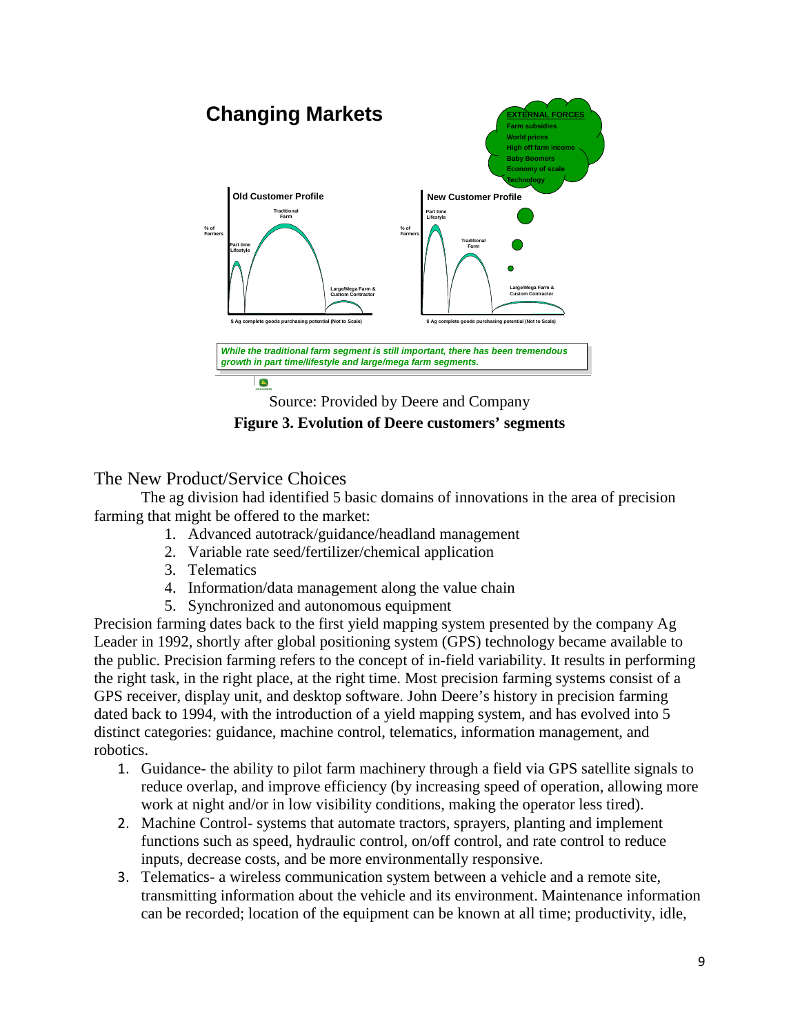Changing Markets

EXTERNAL FORCES
Farm subsidies
World prices
High off farm income
Baby Boomers
Economy of scale
Technology

Old Customer Profile

% of Farmers

Part time Lifestyle

Traditional Farm

Large/Mega Farm & Custom Contractor

$ Ag complete goods purchasing potential (Not to Scale)

New Customer Profile

% of Farmers

Part time Lifestyle

Traditional Farm

Large/Mega Farm & Custom Contractor

$ Ag complete goods purchasing potential (Not to Scale)

*While the traditional farm segment is still important, there has been tremendous growth in part time/lifestyle and large/mega farm segments.*

Source: Provided by Deere and Company

**Figure 3. Evolution of Deere customers' segments**

## The New Product/Service Choices

The ag division had identified 5 basic domains of innovations in the area of precision farming that might be offered to the market:

1. Advanced autotrack/guidance/headland management
2. Variable rate seed/fertilizer/chemical application
3. Telematics
4. Information/data management along the value chain
5. Synchronized and autonomous equipment

Precision farming dates back to the first yield mapping system presented by the company Ag Leader in 1992, shortly after global positioning system (GPS) technology became available to the public. Precision farming refers to the concept of in-field variability. It results in performing the right task, in the right place, at the right time. Most precision farming systems consist of a GPS receiver, display unit, and desktop software. John Deere's history in precision farming dated back to 1994, with the introduction of a yield mapping system, and has evolved into 5 distinct categories: guidance, machine control, telematics, information management, and robotics.

1. Guidance- the ability to pilot farm machinery through a field via GPS satellite signals to reduce overlap, and improve efficiency (by increasing speed of operation, allowing more work at night and/or in low visibility conditions, making the operator less tired).
2. Machine Control- systems that automate tractors, sprayers, planting and implement functions such as speed, hydraulic control, on/off control, and rate control to reduce inputs, decrease costs, and be more environmentally responsive.
3. Telematics- a wireless communication system between a vehicle and a remote site, transmitting information about the vehicle and its environment. Maintenance information can be recorded; location of the equipment can be known at all time; productivity, idle,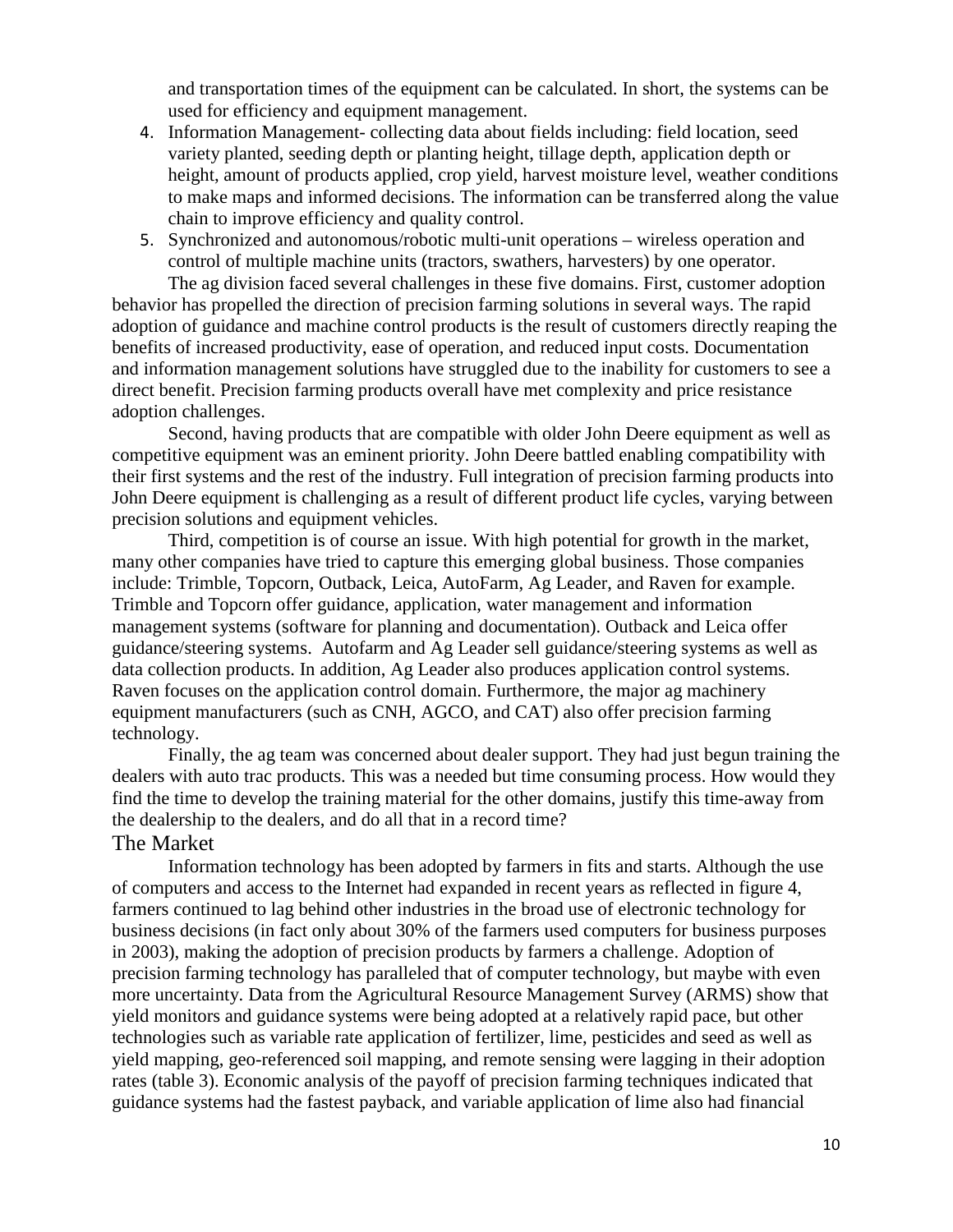and transportation times of the equipment can be calculated. In short, the systems can be used for efficiency and equipment management.

4. Information Management- collecting data about fields including: field location, seed variety planted, seeding depth or planting height, tillage depth, application depth or height, amount of products applied, crop yield, harvest moisture level, weather conditions to make maps and informed decisions. The information can be transferred along the value chain to improve efficiency and quality control.
5. Synchronized and autonomous/robotic multi-unit operations – wireless operation and control of multiple machine units (tractors, swathers, harvesters) by one operator.

The ag division faced several challenges in these five domains. First, customer adoption behavior has propelled the direction of precision farming solutions in several ways. The rapid adoption of guidance and machine control products is the result of customers directly reaping the benefits of increased productivity, ease of operation, and reduced input costs. Documentation and information management solutions have struggled due to the inability for customers to see a direct benefit. Precision farming products overall have met complexity and price resistance adoption challenges.

Second, having products that are compatible with older John Deere equipment as well as competitive equipment was an eminent priority. John Deere battled enabling compatibility with their first systems and the rest of the industry. Full integration of precision farming products into John Deere equipment is challenging as a result of different product life cycles, varying between precision solutions and equipment vehicles.

Third, competition is of course an issue. With high potential for growth in the market, many other companies have tried to capture this emerging global business. Those companies include: Trimble, Topcorn, Outback, Leica, AutoFarm, Ag Leader, and Raven for example. Trimble and Topcorn offer guidance, application, water management and information management systems (software for planning and documentation). Outback and Leica offer guidance/steering systems. Autofarm and Ag Leader sell guidance/steering systems as well as data collection products. In addition, Ag Leader also produces application control systems. Raven focuses on the application control domain. Furthermore, the major ag machinery equipment manufacturers (such as CNH, AGCO, and CAT) also offer precision farming technology.

Finally, the ag team was concerned about dealer support. They had just begun training the dealers with auto trac products. This was a needed but time consuming process. How would they find the time to develop the training material for the other domains, justify this time-away from the dealership to the dealers, and do all that in a record time?

## The Market

Information technology has been adopted by farmers in fits and starts. Although the use of computers and access to the Internet had expanded in recent years as reflected in figure 4, farmers continued to lag behind other industries in the broad use of electronic technology for business decisions (in fact only about 30% of the farmers used computers for business purposes in 2003), making the adoption of precision products by farmers a challenge. Adoption of precision farming technology has paralleled that of computer technology, but maybe with even more uncertainty. Data from the Agricultural Resource Management Survey (ARMS) show that yield monitors and guidance systems were being adopted at a relatively rapid pace, but other technologies such as variable rate application of fertilizer, lime, pesticides and seed as well as yield mapping, geo-referenced soil mapping, and remote sensing were lagging in their adoption rates (table 3). Economic analysis of the payoff of precision farming techniques indicated that guidance systems had the fastest payback, and variable application of lime also had financial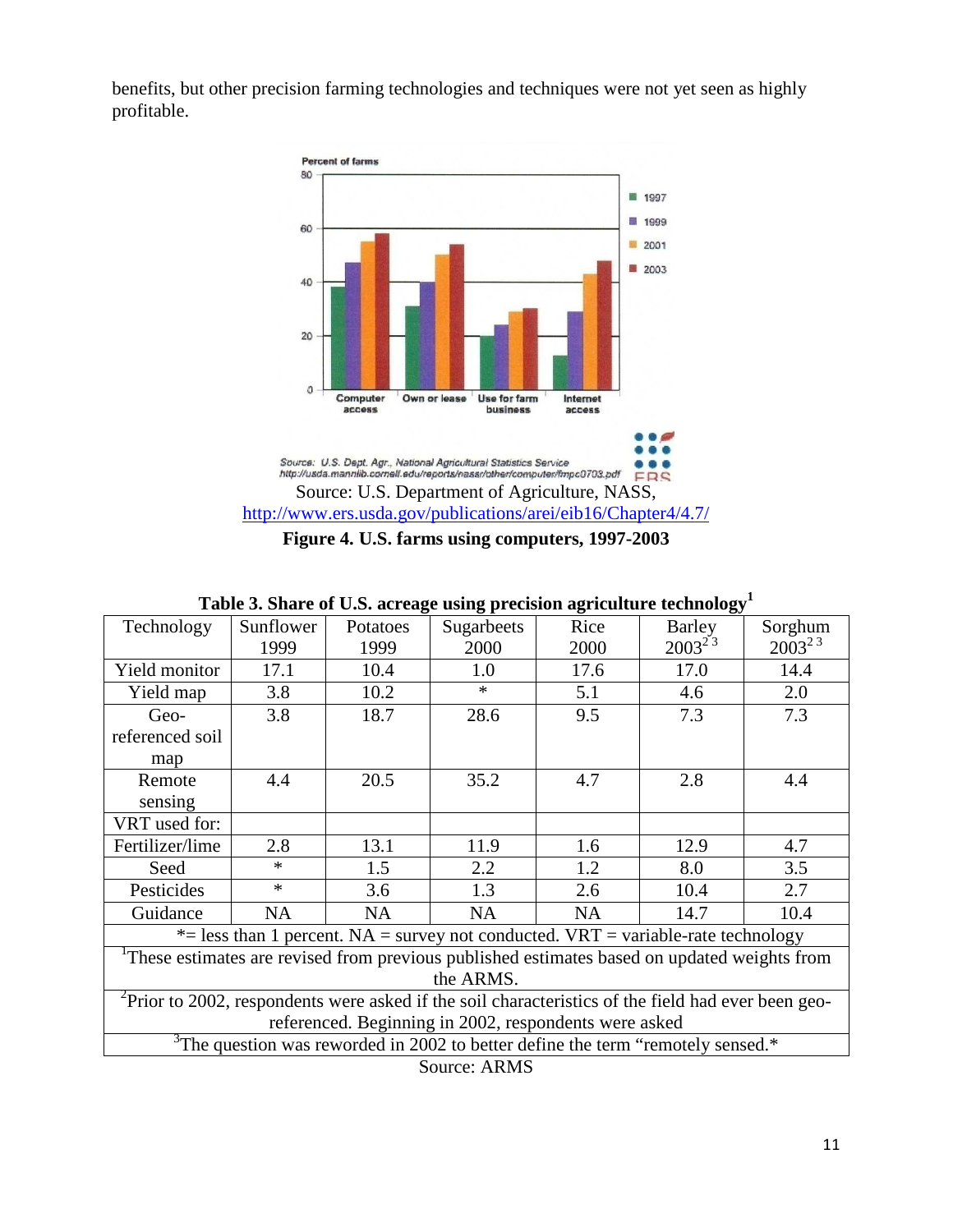benefits, but other precision farming technologies and techniques were not yet seen as highly profitable.

Percent of farms

80
60
40
20
0

1997
1999
2001
2003

Computer access
Own or lease
Use for farm business
Internet access

Source: U.S. Dept. Agr., National Agricultural Statistics Service
http://usda.mannlib.cornell.edu/reports/nassr/other/computer/fmpc0703.pdf

ERS

Source: U.S. Department of Agriculture, NASS, http://www.ers.usda.gov/publications/arei/eib16/Chapter4/4.7/

**Figure 4. U.S. farms using computers, 1997-2003**

**Table 3. Share of U.S. acreage using precision agriculture technology[1]**

| Technology | Sunflower 1999 | Potatoes 1999 | Sugarbeets 2000 | Rice 2000 | Barley 2003[2 3] | Sorghum 2003[2 3] |
|---|---|---|---|---|---|---|
| Yield monitor | 17.1 | 10.4 | 1.0 | 17.6 | 17.0 | 14.4 |
| Yield map | 3.8 | 10.2 | * | 5.1 | 4.6 | 2.0 |
| Geo-referenced soil map | 3.8 | 18.7 | 28.6 | 9.5 | 7.3 | 7.3 |
| Remote sensing | 4.4 | 20.5 | 35.2 | 4.7 | 2.8 | 4.4 |
| VRT used for: | | | | | | |
| Fertilizer/lime | 2.8 | 13.1 | 11.9 | 1.6 | 12.9 | 4.7 |
| Seed | * | 1.5 | 2.2 | 1.2 | 8.0 | 3.5 |
| Pesticides | * | 3.6 | 1.3 | 2.6 | 10.4 | 2.7 |
| Guidance | NA | NA | NA | NA | 14.7 | 10.4 |

*= less than 1 percent. NA = survey not conducted. VRT = variable-rate technology

[1]These estimates are revised from previous published estimates based on updated weights from the ARMS.

[2]Prior to 2002, respondents were asked if the soil characteristics of the field had ever been geo-referenced. Beginning in 2002, respondents were asked

[3]The question was reworded in 2002 to better define the term "remotely sensed.*

Source: ARMS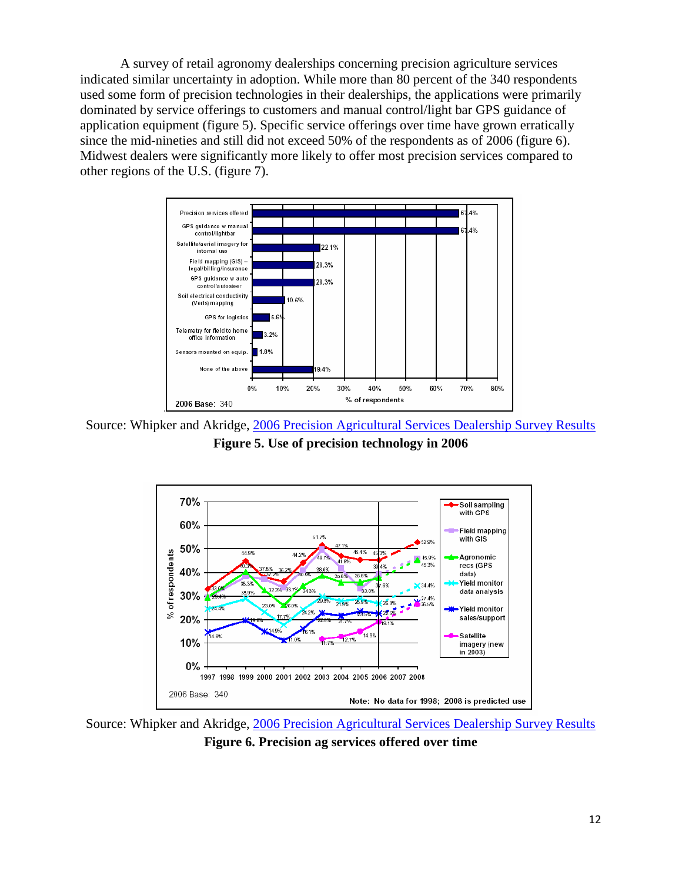A survey of retail agronomy dealerships concerning precision agriculture services indicated similar uncertainty in adoption. While more than 80 percent of the 340 respondents used some form of precision technologies in their dealerships, the applications were primarily dominated by service offerings to customers and manual control/light bar GPS guidance of application equipment (figure 5). Specific service offerings over time have grown erratically since the mid-nineties and still did not exceed 50% of the respondents as of 2006 (figure 6). Midwest dealers were significantly more likely to offer most precision services compared to other regions of the U.S. (figure 7).

Precision services offered 67.4%
GPS guidance w manual control/lightbar 67.4%
Satellite/aerial imagery for internal use 22.1%
Field mapping (GIS) -- legal/billing/insurance 20.3%
GPS guidance w auto control/autosteer 20.3%
Soil electrical conductivity (Veris) mapping 10.6%
GPS for logistics 5.6%
Telemetry for field to home office information 3.2%
Sensors mounted on equip. 1.8%
None of the above 19.4%

0% 10% 20% 30% 40% 50% 60% 70% 80%
% of respondents
2006 Base: 340

Source: Whipker and Akridge, 2006 Precision Agricultural Services Dealership Survey Results

**Figure 5. Use of precision technology in 2006**

70% 60% 50% 40% 30% 20% 10% 0%
% of respondents
1997 1998 1999 2000 2001 2002 2003 2004 2005 2006 2007 2008

Soil sampling with GPS
Field mapping with GIS
Agronomic recs (GPS data)
Yield monitor data analysis
Yield monitor sales/support
Satellite imagery (new in 2003)

2006 Base: 340
Note: No data for 1998; 2008 is predicted use

Source: Whipker and Akridge, 2006 Precision Agricultural Services Dealership Survey Results

**Figure 6. Precision ag services offered over time**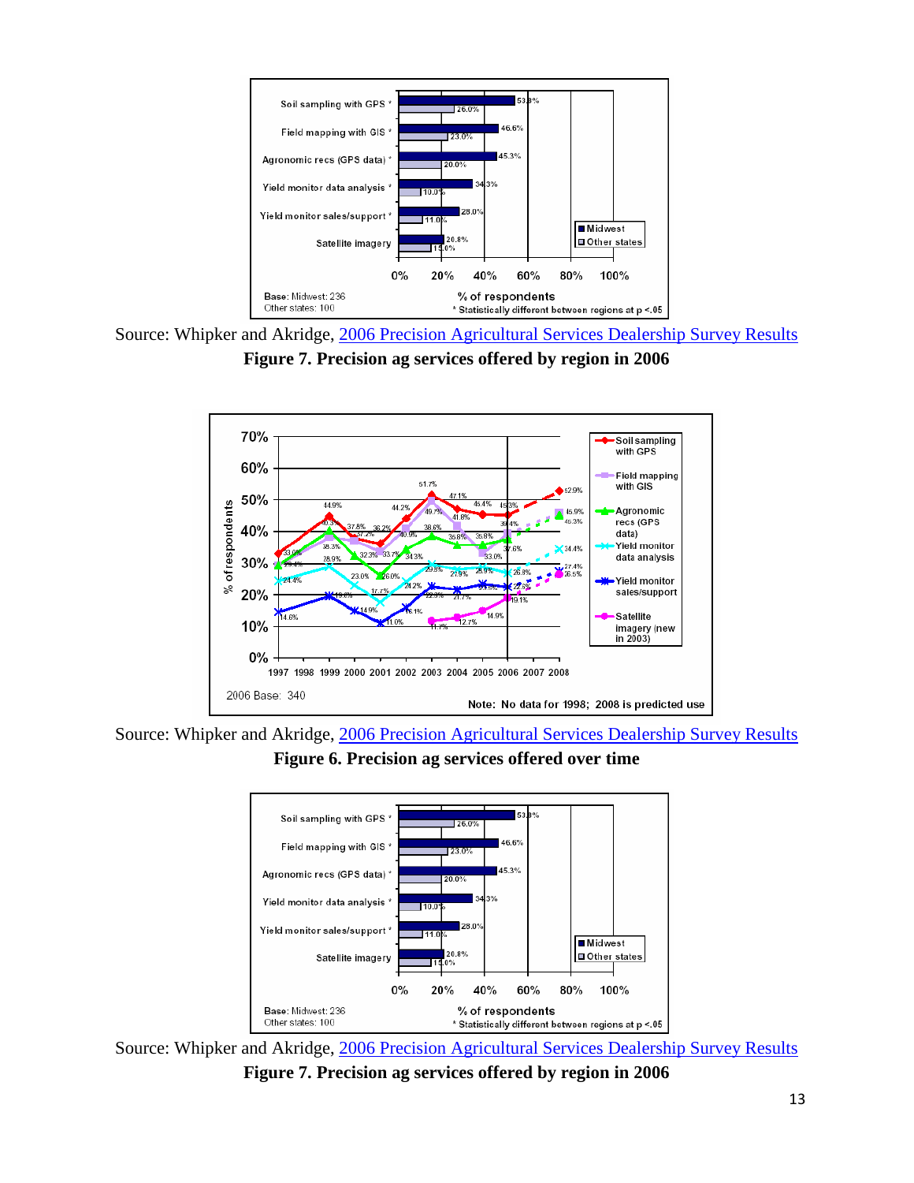Soil sampling with GPS *
Field mapping with GIS *
Agronomic recs (GPS data) *
Yield monitor data analysis *
Yield monitor sales/support *
Satellite imagery

53.8%
26.0%
46.6%
23.0%
45.3%
20.0%
34.3%
10.0%
28.0%
11.0%
20.8%
15.0%

Midwest
Other states

0% 20% 40% 60% 80% 100%

% of respondents

Base: Midwest: 236
Other states: 100

* Statistically different between regions at p <.05

Source: Whipker and Akridge, 2006 Precision Agricultural Services Dealership Survey Results

**Figure 7. Precision ag services offered by region in 2006**

70%
60%
50%
40%
30%
20%
10%
0%

% of respondents

1997 1998 1999 2000 2001 2002 2003 2004 2005 2006 2007 2008

Soil sampling with GPS
Field mapping with GIS
Agronomic recs (GPS data)
Yield monitor data analysis
Yield monitor sales/support
Satellite imagery (new in 2003)

2006 Base: 340

Note: No data for 1998; 2008 is predicted use

Source: Whipker and Akridge, 2006 Precision Agricultural Services Dealership Survey Results

**Figure 6. Precision ag services offered over time**

Soil sampling with GPS *
Field mapping with GIS *
Agronomic recs (GPS data) *
Yield monitor data analysis *
Yield monitor sales/support *
Satellite imagery

53.8%
26.0%
46.6%
23.0%
45.3%
20.0%
34.3%
10.0%
28.0%
11.0%
20.8%
15.0%

Midwest
Other states

0% 20% 40% 60% 80% 100%

% of respondents

Base: Midwest: 236
Other states: 100

* Statistically different between regions at p <.05

Source: Whipker and Akridge, 2006 Precision Agricultural Services Dealership Survey Results

**Figure 7. Precision ag services offered by region in 2006**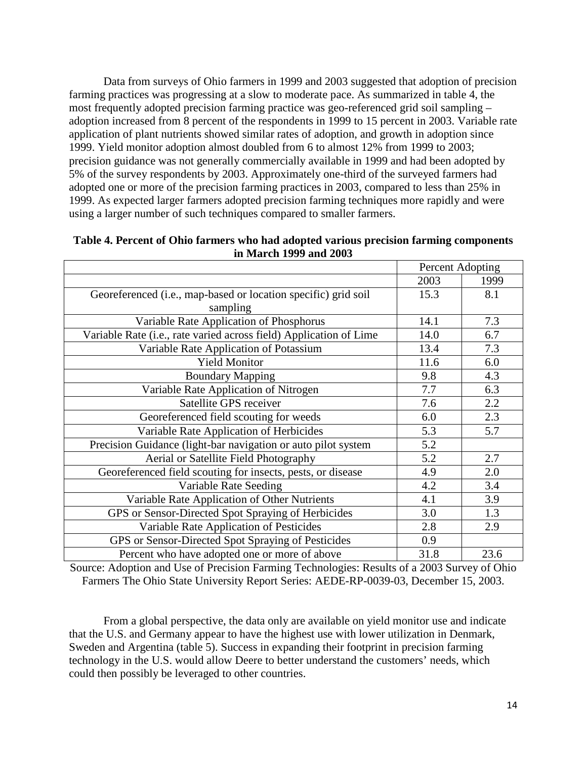Data from surveys of Ohio farmers in 1999 and 2003 suggested that adoption of precision farming practices was progressing at a slow to moderate pace. As summarized in table 4, the most frequently adopted precision farming practice was geo-referenced grid soil sampling – adoption increased from 8 percent of the respondents in 1999 to 15 percent in 2003. Variable rate application of plant nutrients showed similar rates of adoption, and growth in adoption since 1999. Yield monitor adoption almost doubled from 6 to almost 12% from 1999 to 2003; precision guidance was not generally commercially available in 1999 and had been adopted by 5% of the survey respondents by 2003. Approximately one-third of the surveyed farmers had adopted one or more of the precision farming practices in 2003, compared to less than 25% in 1999. As expected larger farmers adopted precision farming techniques more rapidly and were using a larger number of such techniques compared to smaller farmers.

**Table 4. Percent of Ohio farmers who had adopted various precision farming components in March 1999 and 2003**

| | Percent Adopting | |
|---|---|---|
| | 2003 | 1999 |
| Georeferenced (i.e., map-based or location specific) grid soil sampling | 15.3 | 8.1 |
| Variable Rate Application of Phosphorus | 14.1 | 7.3 |
| Variable Rate (i.e., rate varied across field) Application of Lime | 14.0 | 6.7 |
| Variable Rate Application of Potassium | 13.4 | 7.3 |
| Yield Monitor | 11.6 | 6.0 |
| Boundary Mapping | 9.8 | 4.3 |
| Variable Rate Application of Nitrogen | 7.7 | 6.3 |
| Satellite GPS receiver | 7.6 | 2.2 |
| Georeferenced field scouting for weeds | 6.0 | 2.3 |
| Variable Rate Application of Herbicides | 5.3 | 5.7 |
| Precision Guidance (light-bar navigation or auto pilot system | 5.2 | |
| Aerial or Satellite Field Photography | 5.2 | 2.7 |
| Georeferenced field scouting for insects, pests, or disease | 4.9 | 2.0 |
| Variable Rate Seeding | 4.2 | 3.4 |
| Variable Rate Application of Other Nutrients | 4.1 | 3.9 |
| GPS or Sensor-Directed Spot Spraying of Herbicides | 3.0 | 1.3 |
| Variable Rate Application of Pesticides | 2.8 | 2.9 |
| GPS or Sensor-Directed Spot Spraying of Pesticides | 0.9 | |
| Percent who have adopted one or more of above | 31.8 | 23.6 |

Source: Adoption and Use of Precision Farming Technologies: Results of a 2003 Survey of Ohio Farmers The Ohio State University Report Series: AEDE-RP-0039-03, December 15, 2003.

From a global perspective, the data only are available on yield monitor use and indicate that the U.S. and Germany appear to have the highest use with lower utilization in Denmark, Sweden and Argentina (table 5). Success in expanding their footprint in precision farming technology in the U.S. would allow Deere to better understand the customers' needs, which could then possibly be leveraged to other countries.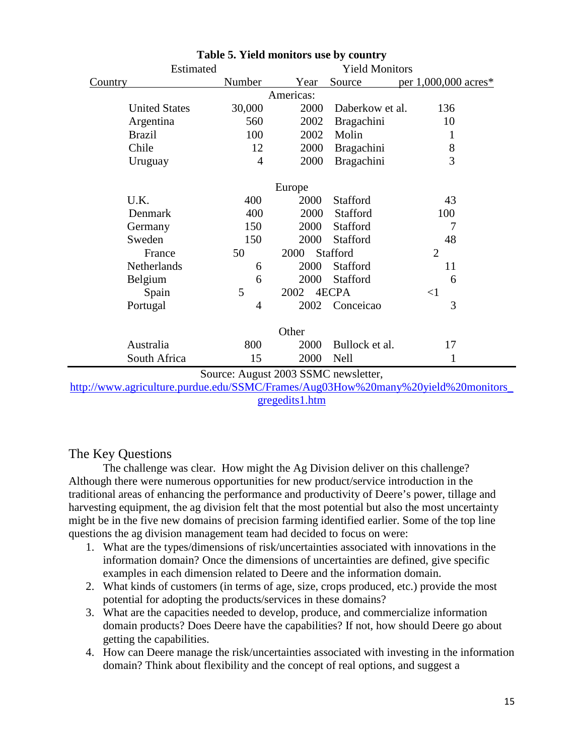**Table 5. Yield monitors use by country**

| Country | Estimated Number | Year | Source | Yield Monitors per 1,000,000 acres* |
|---|---|---|---|---|
| | | Americas: | | |
| United States | 30,000 | 2000 | Daberkow et al. | 136 |
| Argentina | 560 | 2002 | Bragachini | 10 |
| Brazil | 100 | 2002 | Molin | 1 |
| Chile | 12 | 2000 | Bragachini | 8 |
| Uruguay | 4 | 2000 | Bragachini | 3 |
| | | Europe | | |
| U.K. | 400 | 2000 | Stafford | 43 |
| Denmark | 400 | 2000 | Stafford | 100 |
| Germany | 150 | 2000 | Stafford | 7 |
| Sweden | 150 | 2000 | Stafford | 48 |
| France | 50 | 2000 | Stafford | 2 |
| Netherlands | 6 | 2000 | Stafford | 11 |
| Belgium | 6 | 2000 | Stafford | 6 |
| Spain | 5 | 2002 | 4ECPA | <1 |
| Portugal | 4 | 2002 | Conceicao | 3 |
| | | Other | | |
| Australia | 800 | 2000 | Bullock et al. | 17 |
| South Africa | 15 | 2000 | Nell | 1 |

Source: August 2003 SSMC newsletter, http://www.agriculture.purdue.edu/SSMC/Frames/Aug03How%20many%20yield%20monitors_gregedits1.htm

## The Key Questions

The challenge was clear. How might the Ag Division deliver on this challenge? Although there were numerous opportunities for new product/service introduction in the traditional areas of enhancing the performance and productivity of Deere's power, tillage and harvesting equipment, the ag division felt that the most potential but also the most uncertainty might be in the five new domains of precision farming identified earlier. Some of the top line questions the ag division management team had decided to focus on were:

1. What are the types/dimensions of risk/uncertainties associated with innovations in the information domain? Once the dimensions of uncertainties are defined, give specific examples in each dimension related to Deere and the information domain.
2. What kinds of customers (in terms of age, size, crops produced, etc.) provide the most potential for adopting the products/services in these domains?
3. What are the capacities needed to develop, produce, and commercialize information domain products? Does Deere have the capabilities? If not, how should Deere go about getting the capabilities.
4. How can Deere manage the risk/uncertainties associated with investing in the information domain? Think about flexibility and the concept of real options, and suggest a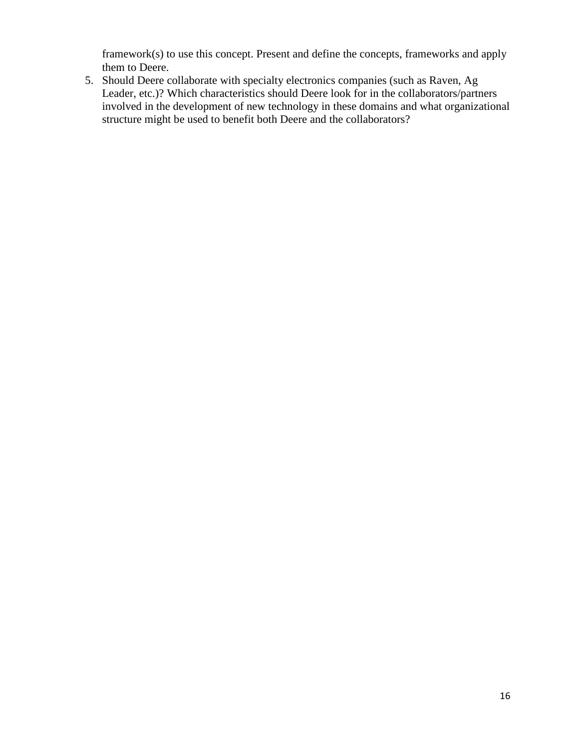framework(s) to use this concept. Present and define the concepts, frameworks and apply them to Deere.

5. Should Deere collaborate with specialty electronics companies (such as Raven, Ag Leader, etc.)? Which characteristics should Deere look for in the collaborators/partners involved in the development of new technology in these domains and what organizational structure might be used to benefit both Deere and the collaborators?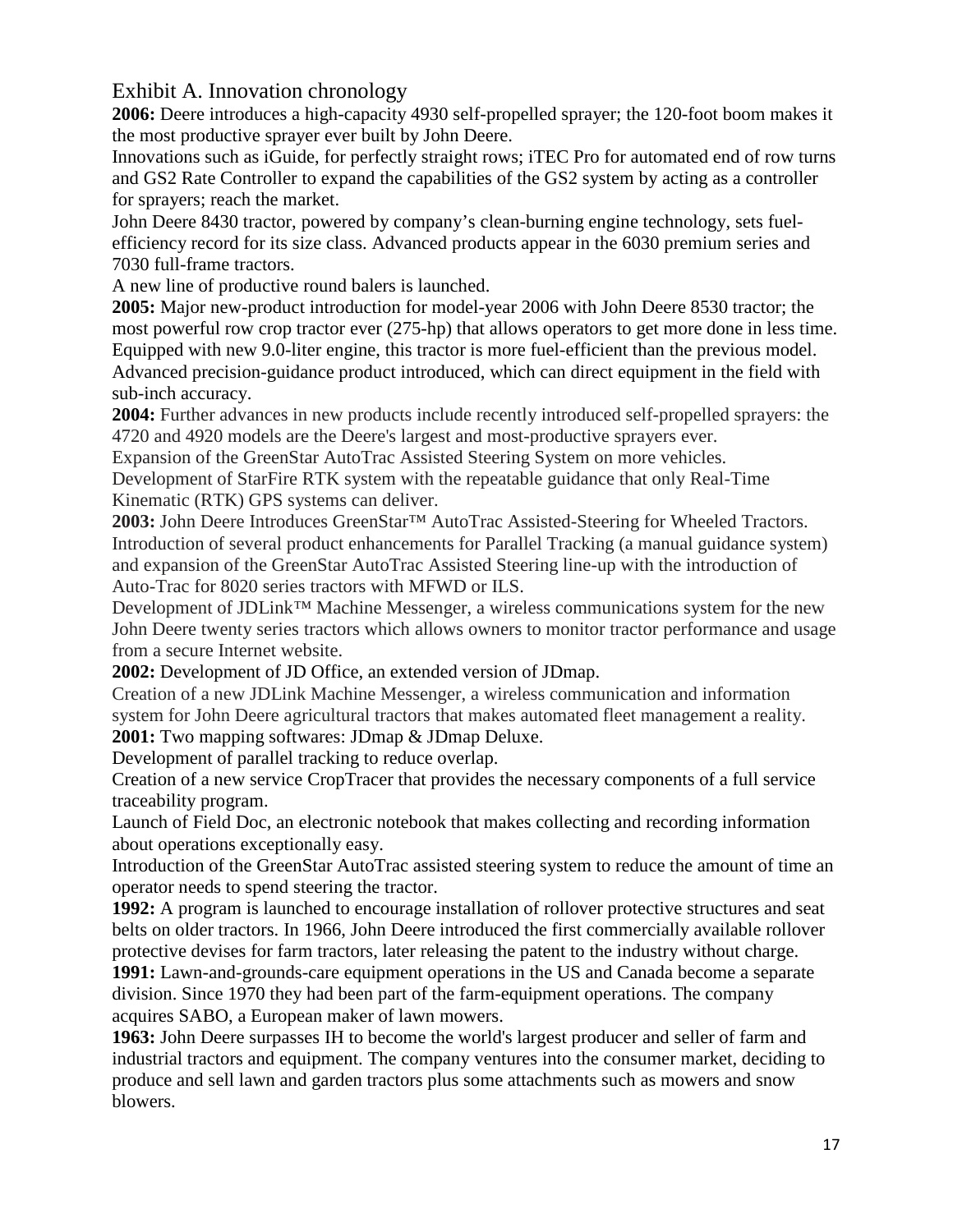## Exhibit A. Innovation chronology

**2006:** Deere introduces a high-capacity 4930 self-propelled sprayer; the 120-foot boom makes it the most productive sprayer ever built by John Deere.

Innovations such as iGuide, for perfectly straight rows; iTEC Pro for automated end of row turns and GS2 Rate Controller to expand the capabilities of the GS2 system by acting as a controller for sprayers; reach the market.

John Deere 8430 tractor, powered by company's clean-burning engine technology, sets fuel-efficiency record for its size class. Advanced products appear in the 6030 premium series and 7030 full-frame tractors.

A new line of productive round balers is launched.

**2005:** Major new-product introduction for model-year 2006 with John Deere 8530 tractor; the most powerful row crop tractor ever (275-hp) that allows operators to get more done in less time. Equipped with new 9.0-liter engine, this tractor is more fuel-efficient than the previous model. Advanced precision-guidance product introduced, which can direct equipment in the field with sub-inch accuracy.

**2004:** Further advances in new products include recently introduced self-propelled sprayers: the 4720 and 4920 models are the Deere's largest and most-productive sprayers ever.

Expansion of the GreenStar AutoTrac Assisted Steering System on more vehicles.

Development of StarFire RTK system with the repeatable guidance that only Real-Time Kinematic (RTK) GPS systems can deliver.

**2003:** John Deere Introduces GreenStar™ AutoTrac Assisted-Steering for Wheeled Tractors. Introduction of several product enhancements for Parallel Tracking (a manual guidance system) and expansion of the GreenStar AutoTrac Assisted Steering line-up with the introduction of Auto-Trac for 8020 series tractors with MFWD or ILS.

Development of JDLink™ Machine Messenger, a wireless communications system for the new John Deere twenty series tractors which allows owners to monitor tractor performance and usage from a secure Internet website.

**2002:** Development of JD Office, an extended version of JDmap.

Creation of a new JDLink Machine Messenger, a wireless communication and information system for John Deere agricultural tractors that makes automated fleet management a reality.

**2001:** Two mapping softwares: JDmap & JDmap Deluxe.

Development of parallel tracking to reduce overlap.

Creation of a new service CropTracer that provides the necessary components of a full service traceability program.

Launch of Field Doc, an electronic notebook that makes collecting and recording information about operations exceptionally easy.

Introduction of the GreenStar AutoTrac assisted steering system to reduce the amount of time an operator needs to spend steering the tractor.

**1992:** A program is launched to encourage installation of rollover protective structures and seat belts on older tractors. In 1966, John Deere introduced the first commercially available rollover protective devises for farm tractors, later releasing the patent to the industry without charge.

**1991:** Lawn-and-grounds-care equipment operations in the US and Canada become a separate division. Since 1970 they had been part of the farm-equipment operations. The company acquires SABO, a European maker of lawn mowers.

**1963:** John Deere surpasses IH to become the world's largest producer and seller of farm and industrial tractors and equipment. The company ventures into the consumer market, deciding to produce and sell lawn and garden tractors plus some attachments such as mowers and snow blowers.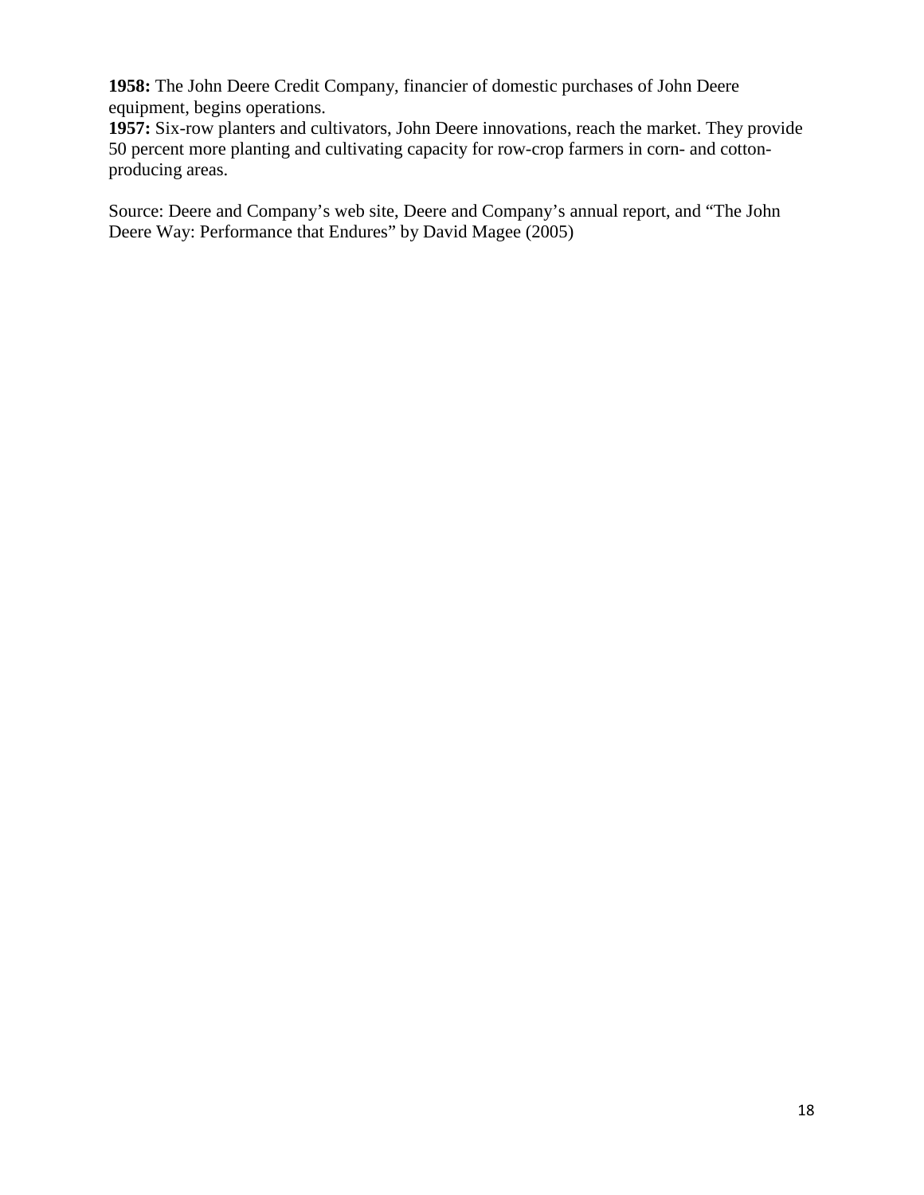**1958:** The John Deere Credit Company, financier of domestic purchases of John Deere equipment, begins operations.
**1957:** Six-row planters and cultivators, John Deere innovations, reach the market. They provide 50 percent more planting and cultivating capacity for row-crop farmers in corn- and cotton-producing areas.

Source: Deere and Company's web site, Deere and Company's annual report, and "The John Deere Way: Performance that Endures" by David Magee (2005)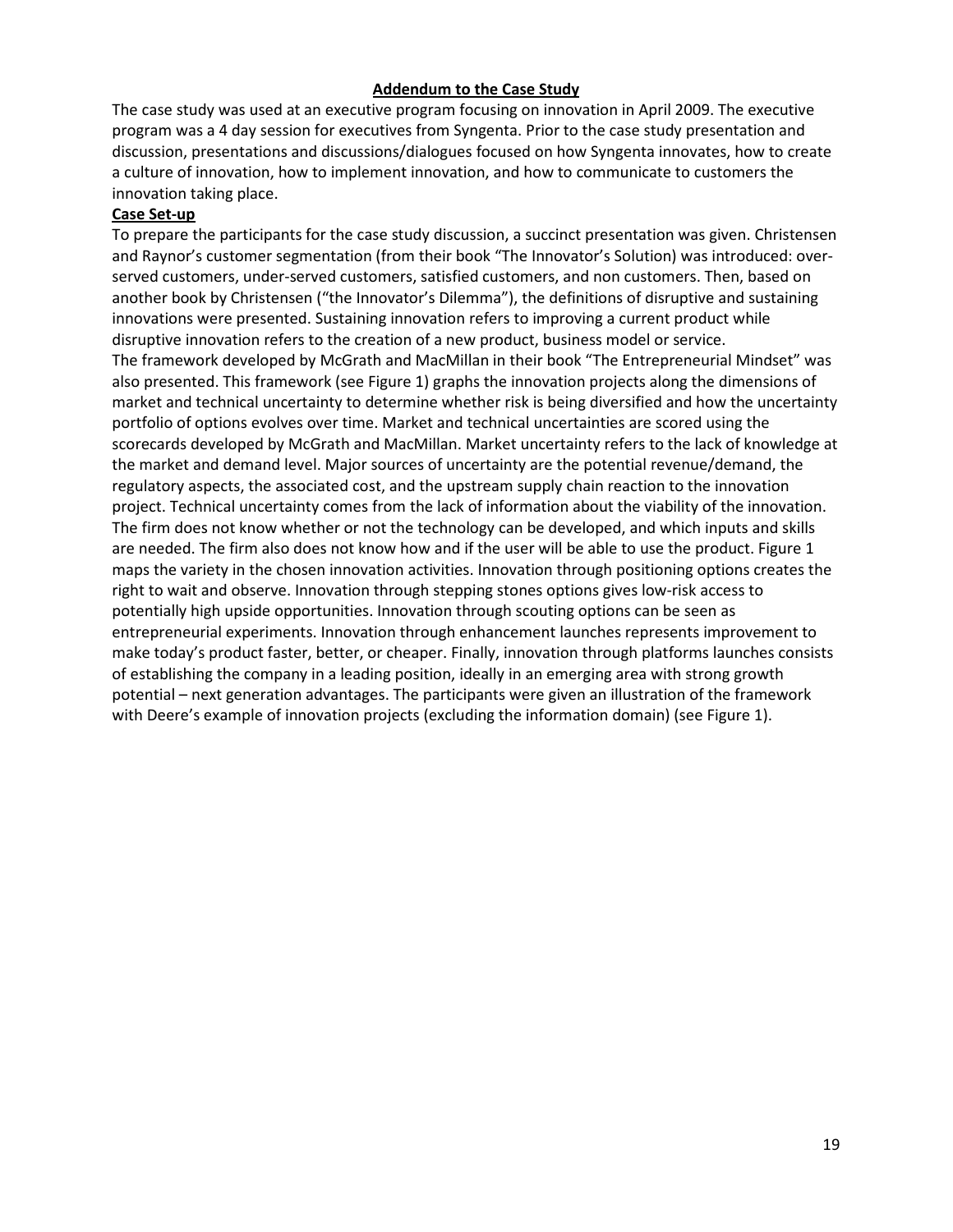## Addendum to the Case Study

The case study was used at an executive program focusing on innovation in April 2009. The executive program was a 4 day session for executives from Syngenta. Prior to the case study presentation and discussion, presentations and discussions/dialogues focused on how Syngenta innovates, how to create a culture of innovation, how to implement innovation, and how to communicate to customers the innovation taking place.

### Case Set-up

To prepare the participants for the case study discussion, a succinct presentation was given. Christensen and Raynor's customer segmentation (from their book "The Innovator's Solution) was introduced: over-served customers, under-served customers, satisfied customers, and non customers. Then, based on another book by Christensen ("the Innovator's Dilemma"), the definitions of disruptive and sustaining innovations were presented. Sustaining innovation refers to improving a current product while disruptive innovation refers to the creation of a new product, business model or service.

The framework developed by McGrath and MacMillan in their book "The Entrepreneurial Mindset" was also presented. This framework (see Figure 1) graphs the innovation projects along the dimensions of market and technical uncertainty to determine whether risk is being diversified and how the uncertainty portfolio of options evolves over time. Market and technical uncertainties are scored using the scorecards developed by McGrath and MacMillan. Market uncertainty refers to the lack of knowledge at the market and demand level. Major sources of uncertainty are the potential revenue/demand, the regulatory aspects, the associated cost, and the upstream supply chain reaction to the innovation project. Technical uncertainty comes from the lack of information about the viability of the innovation. The firm does not know whether or not the technology can be developed, and which inputs and skills are needed. The firm also does not know how and if the user will be able to use the product. Figure 1 maps the variety in the chosen innovation activities. Innovation through positioning options creates the right to wait and observe. Innovation through stepping stones options gives low-risk access to potentially high upside opportunities. Innovation through scouting options can be seen as entrepreneurial experiments. Innovation through enhancement launches represents improvement to make today's product faster, better, or cheaper. Finally, innovation through platforms launches consists of establishing the company in a leading position, ideally in an emerging area with strong growth potential – next generation advantages. The participants were given an illustration of the framework with Deere's example of innovation projects (excluding the information domain) (see Figure 1).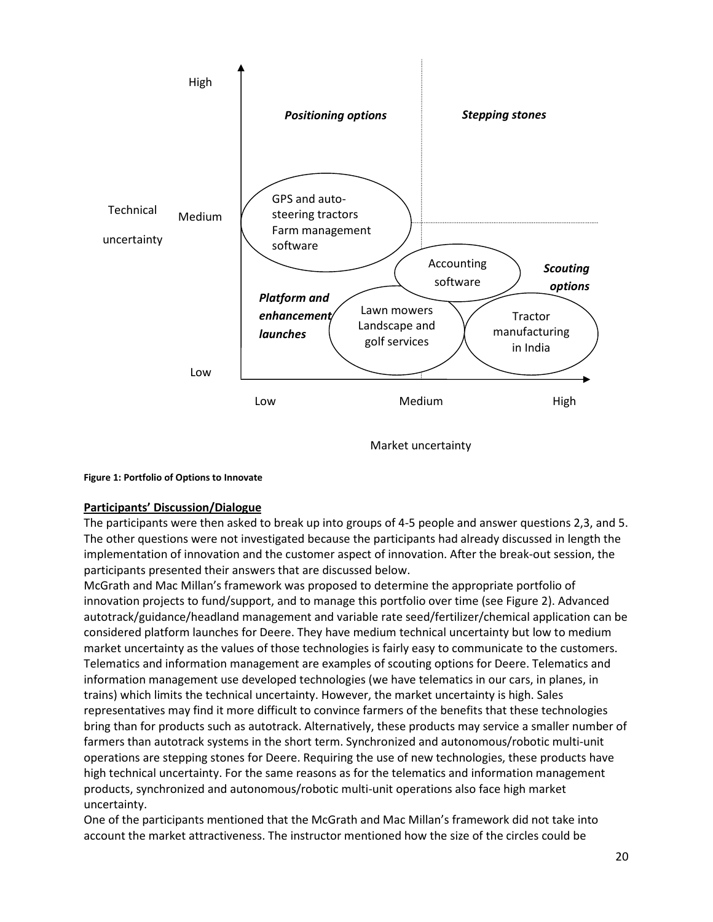High

*Positioning options*

*Stepping stones*

Technical uncertainty

Medium

GPS and auto-steering tractors
Farm management software

Accounting software

*Scouting options*

*Platform and enhancement launches*

Lawn mowers
Landscape and golf services

Tractor manufacturing in India

Low

Low

Medium

High

Market uncertainty

**Figure 1: Portfolio of Options to Innovate**

**Participants' Discussion/Dialogue**

The participants were then asked to break up into groups of 4-5 people and answer questions 2,3, and 5. The other questions were not investigated because the participants had already discussed in length the implementation of innovation and the customer aspect of innovation. After the break-out session, the participants presented their answers that are discussed below.

McGrath and Mac Millan's framework was proposed to determine the appropriate portfolio of innovation projects to fund/support, and to manage this portfolio over time (see Figure 2). Advanced autotrack/guidance/headland management and variable rate seed/fertilizer/chemical application can be considered platform launches for Deere. They have medium technical uncertainty but low to medium market uncertainty as the values of those technologies is fairly easy to communicate to the customers. Telematics and information management are examples of scouting options for Deere. Telematics and information management use developed technologies (we have telematics in our cars, in planes, in trains) which limits the technical uncertainty. However, the market uncertainty is high. Sales representatives may find it more difficult to convince farmers of the benefits that these technologies bring than for products such as autotrack. Alternatively, these products may service a smaller number of farmers than autotrack systems in the short term. Synchronized and autonomous/robotic multi-unit operations are stepping stones for Deere. Requiring the use of new technologies, these products have high technical uncertainty. For the same reasons as for the telematics and information management products, synchronized and autonomous/robotic multi-unit operations also face high market uncertainty.

One of the participants mentioned that the McGrath and Mac Millan's framework did not take into account the market attractiveness. The instructor mentioned how the size of the circles could be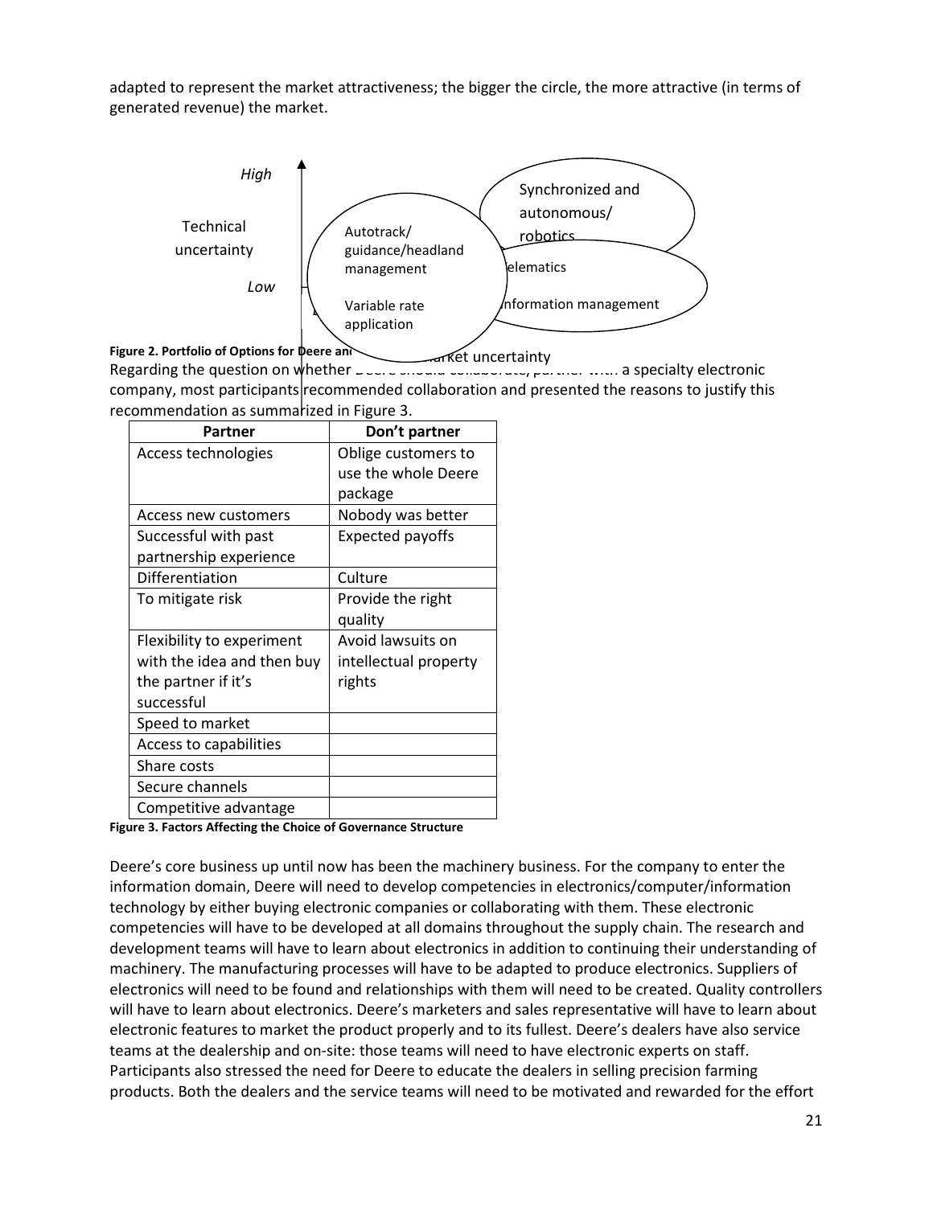adapted to represent the market attractiveness; the bigger the circle, the more attractive (in terms of generated revenue) the market.

High

Technical uncertainty

Low

Autotrack/ guidance/headland management

Variable rate application

Synchronized and autonomous/ robotics

Telematics

Information management

**Figure 2. Portfolio of Options for Deere and ... market uncertainty**

Regarding the question on whether Deere should collaborate/partner with a specialty electronic company, most participants recommended collaboration and presented the reasons to justify this recommendation as summarized in Figure 3.

| Partner | Don't partner |
|---|---|
| Access technologies | Oblige customers to use the whole Deere package |
| Access new customers | Nobody was better |
| Successful with past partnership experience | Expected payoffs |
| Differentiation | Culture |
| To mitigate risk | Provide the right quality |
| Flexibility to experiment with the idea and then buy the partner if it's successful | Avoid lawsuits on intellectual property rights |
| Speed to market | |
| Access to capabilities | |
| Share costs | |
| Secure channels | |
| Competitive advantage | |

**Figure 3. Factors Affecting the Choice of Governance Structure**

Deere's core business up until now has been the machinery business. For the company to enter the information domain, Deere will need to develop competencies in electronics/computer/information technology by either buying electronic companies or collaborating with them. These electronic competencies will have to be developed at all domains throughout the supply chain. The research and development teams will have to learn about electronics in addition to continuing their understanding of machinery. The manufacturing processes will have to be adapted to produce electronics. Suppliers of electronics will need to be found and relationships with them will need to be created. Quality controllers will have to learn about electronics. Deere's marketers and sales representative will have to learn about electronic features to market the product properly and to its fullest. Deere's dealers have also service teams at the dealership and on-site: those teams will need to have electronic experts on staff. Participants also stressed the need for Deere to educate the dealers in selling precision farming products. Both the dealers and the service teams will need to be motivated and rewarded for the effort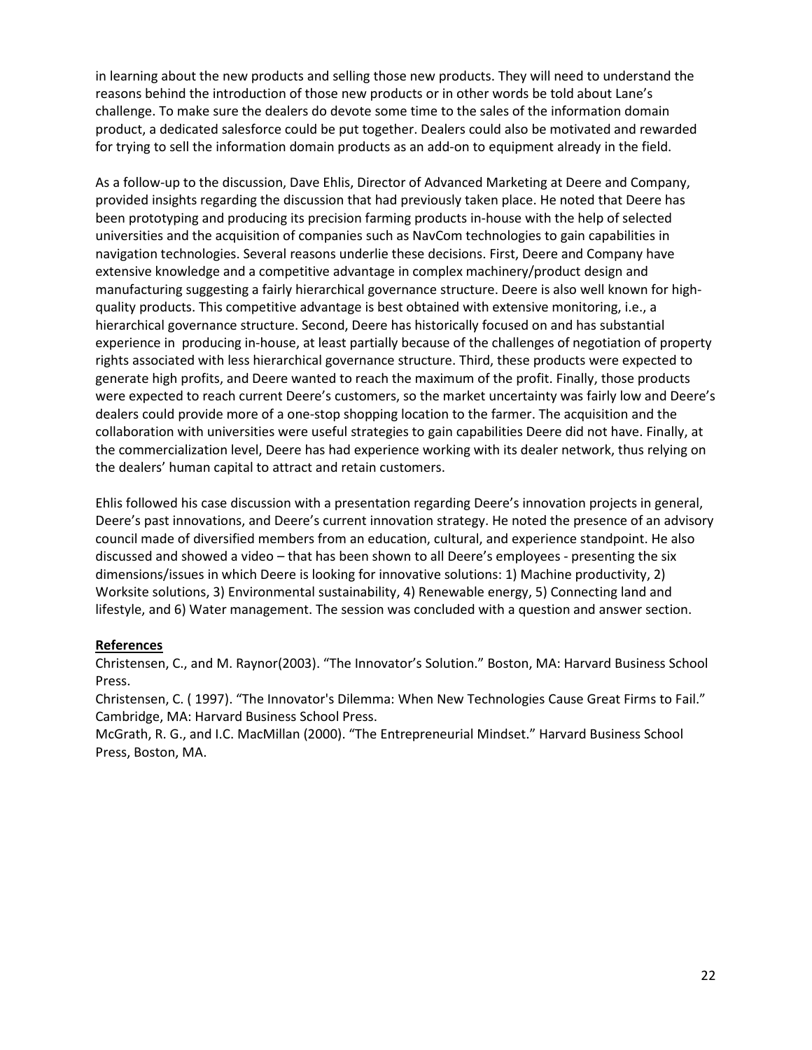in learning about the new products and selling those new products. They will need to understand the reasons behind the introduction of those new products or in other words be told about Lane's challenge. To make sure the dealers do devote some time to the sales of the information domain product, a dedicated salesforce could be put together. Dealers could also be motivated and rewarded for trying to sell the information domain products as an add-on to equipment already in the field.

As a follow-up to the discussion, Dave Ehlis, Director of Advanced Marketing at Deere and Company, provided insights regarding the discussion that had previously taken place. He noted that Deere has been prototyping and producing its precision farming products in-house with the help of selected universities and the acquisition of companies such as NavCom technologies to gain capabilities in navigation technologies. Several reasons underlie these decisions. First, Deere and Company have extensive knowledge and a competitive advantage in complex machinery/product design and manufacturing suggesting a fairly hierarchical governance structure. Deere is also well known for high-quality products. This competitive advantage is best obtained with extensive monitoring, i.e., a hierarchical governance structure. Second, Deere has historically focused on and has substantial experience in producing in-house, at least partially because of the challenges of negotiation of property rights associated with less hierarchical governance structure. Third, these products were expected to generate high profits, and Deere wanted to reach the maximum of the profit. Finally, those products were expected to reach current Deere's customers, so the market uncertainty was fairly low and Deere's dealers could provide more of a one-stop shopping location to the farmer. The acquisition and the collaboration with universities were useful strategies to gain capabilities Deere did not have. Finally, at the commercialization level, Deere has had experience working with its dealer network, thus relying on the dealers' human capital to attract and retain customers.

Ehlis followed his case discussion with a presentation regarding Deere's innovation projects in general, Deere's past innovations, and Deere's current innovation strategy. He noted the presence of an advisory council made of diversified members from an education, cultural, and experience standpoint. He also discussed and showed a video – that has been shown to all Deere's employees - presenting the six dimensions/issues in which Deere is looking for innovative solutions: 1) Machine productivity, 2) Worksite solutions, 3) Environmental sustainability, 4) Renewable energy, 5) Connecting land and lifestyle, and 6) Water management. The session was concluded with a question and answer section.

## References

Christensen, C., and M. Raynor(2003). "The Innovator's Solution." Boston, MA: Harvard Business School Press.

Christensen, C. ( 1997). "The Innovator's Dilemma: When New Technologies Cause Great Firms to Fail." Cambridge, MA: Harvard Business School Press.

McGrath, R. G., and I.C. MacMillan (2000). "The Entrepreneurial Mindset." Harvard Business School Press, Boston, MA.